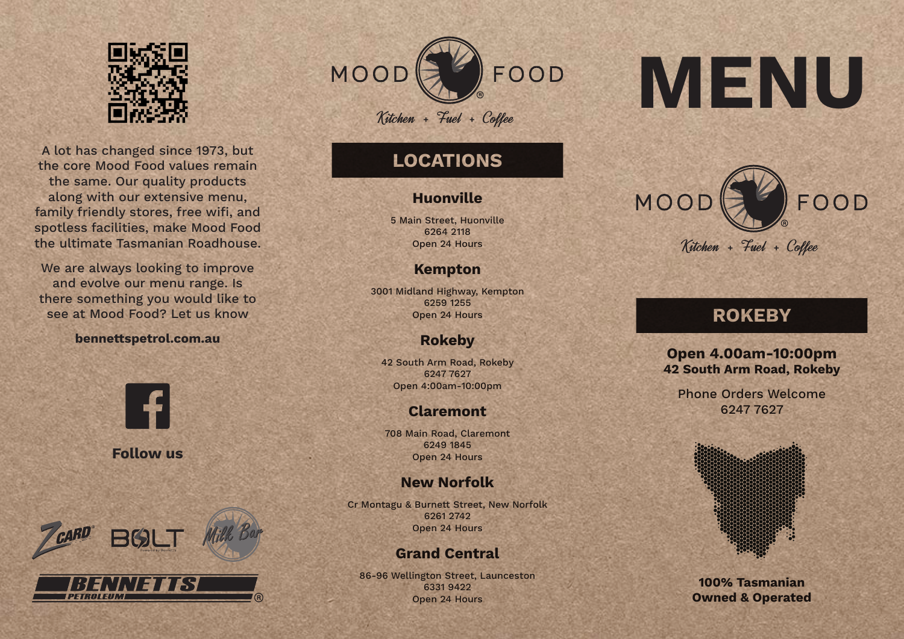A lot has changed since 1973, but the core Mood Food values remain the same. Our quality products along with our extensive menu, family friendly stores, free wifi, and spotless facilities, make Mood Food the ultimate Tasmanian Roadhouse.

We are always looking to improve and evolve our menu range. Is there something you would like to see at Mood Food? Let us know

**bennettspetrol.com.au**

**Follow us**

ZCARD® BOLT Milk Bar

BENNETTS PETROLEUM®

MOOD FOOD®

*Kitchen + Fuel + Coffee*

## LOCATIONS

### Huonville

5 Main Street, Huonville
6264 2118
Open 24 Hours

### Kempton

3001 Midland Highway, Kempton
6259 1255
Open 24 Hours

### Rokeby

42 South Arm Road, Rokeby
6247 7627
Open 4:00am-10:00pm

### Claremont

708 Main Road, Claremont
6249 1845
Open 24 Hours

### New Norfolk

Cr Montagu & Burnett Street, New Norfolk
6261 2742
Open 24 Hours

### Grand Central

86-96 Wellington Street, Launceston
6331 9422
Open 24 Hours

# MENU

MOOD FOOD®

*Kitchen + Fuel + Coffee*

## ROKEBY

**Open 4.00am-10:00pm**
**42 South Arm Road, Rokeby**

Phone Orders Welcome
6247 7627

**100% Tasmanian Owned & Operated**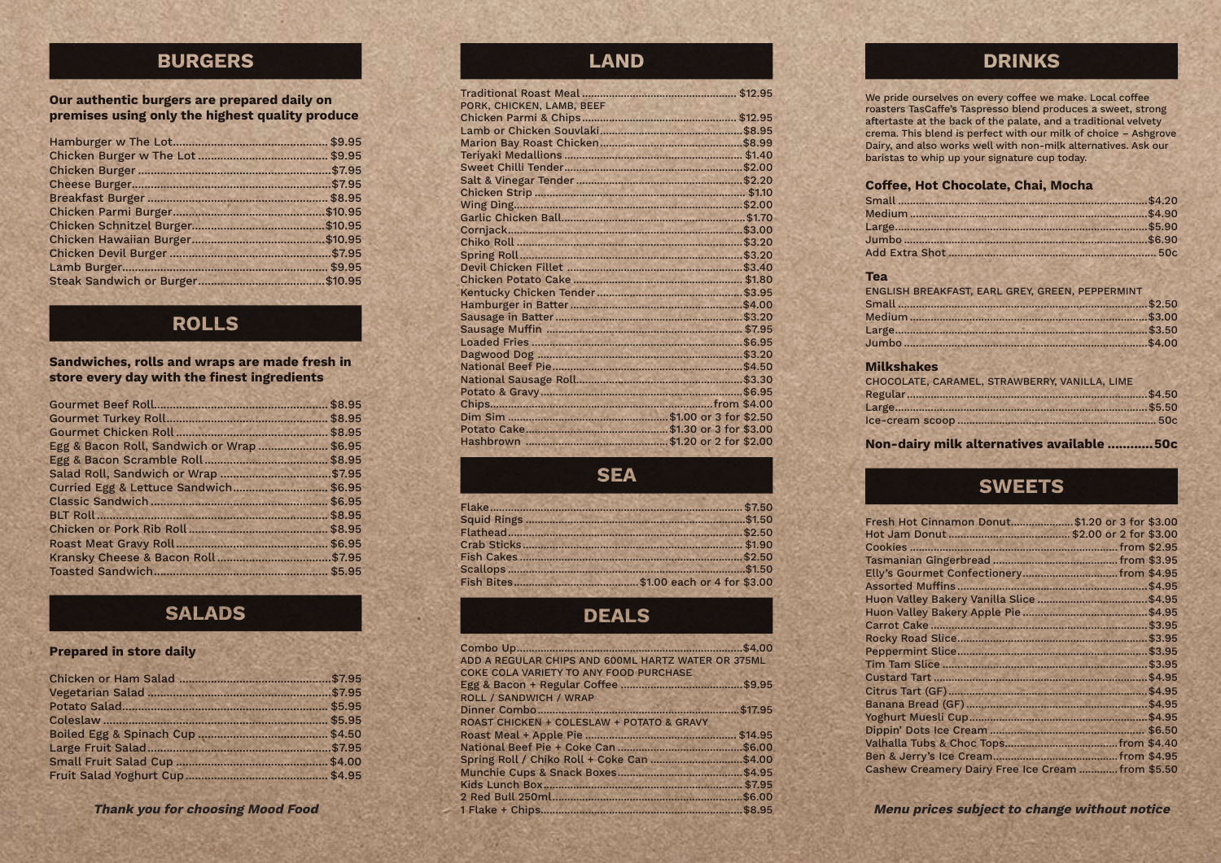## BURGERS

**Our authentic burgers are prepared daily on premises using only the highest quality produce**

| | |
|---|---|
| Hamburger w The Lot | $9.95 |
| Chicken Burger w The Lot | $9.95 |
| Chicken Burger | $7.95 |
| Cheese Burger | $7.95 |
| Breakfast Burger | $8.95 |
| Chicken Parmi Burger | $10.95 |
| Chicken Schnitzel Burger | $10.95 |
| Chicken Hawaiian Burger | $10.95 |
| Chicken Devil Burger | $7.95 |
| Lamb Burger | $9.95 |
| Steak Sandwich or Burger | $10.95 |

## ROLLS

**Sandwiches, rolls and wraps are made fresh in store every day with the finest ingredients**

| | |
|---|---|
| Gourmet Beef Roll | $8.95 |
| Gourmet Turkey Roll | $8.95 |
| Gourmet Chicken Roll | $8.95 |
| Egg & Bacon Roll, Sandwich or Wrap | $6.95 |
| Egg & Bacon Scramble Roll | $8.95 |
| Salad Roll, Sandwich or Wrap | $7.95 |
| Curried Egg & Lettuce Sandwich | $6.95 |
| Classic Sandwich | $6.95 |
| BLT Roll | $8.95 |
| Chicken or Pork Rib Roll | $8.95 |
| Roast Meat Gravy Roll | $6.95 |
| Kransky Cheese & Bacon Roll | $7.95 |
| Toasted Sandwich | $5.95 |

## SALADS

**Prepared in store daily**

| | |
|---|---|
| Chicken or Ham Salad | $7.95 |
| Vegetarian Salad | $7.95 |
| Potato Salad | $5.95 |
| Coleslaw | $5.95 |
| Boiled Egg & Spinach Cup | $4.50 |
| Large Fruit Salad | $7.95 |
| Small Fruit Salad Cup | $4.00 |
| Fruit Salad Yoghurt Cup | $4.95 |

*Thank you for choosing Mood Food*

## LAND

| | |
|---|---|
| Traditional Roast Meal<br>PORK, CHICKEN, LAMB, BEEF | $12.95 |
| Chicken Parmi & Chips | $12.95 |
| Lamb or Chicken Souvlaki | $8.95 |
| Marion Bay Roast Chicken | $8.99 |
| Teriyaki Medallions | $1.40 |
| Sweet Chilli Tender | $2.00 |
| Salt & Vinegar Tender | $2.20 |
| Chicken Strip | $1.10 |
| Wing Ding | $2.00 |
| Garlic Chicken Ball | $1.70 |
| Cornjack | $3.00 |
| Chiko Roll | $3.20 |
| Spring Roll | $3.20 |
| Devil Chicken Fillet | $3.40 |
| Chicken Potato Cake | $1.80 |
| Kentucky Chicken Tender | $3.95 |
| Hamburger in Batter | $4.00 |
| Sausage in Batter | $3.20 |
| Sausage Muffin | $7.95 |
| Loaded Fries | $6.95 |
| Dagwood Dog | $3.20 |
| National Beef Pie | $4.50 |
| National Sausage Roll | $3.30 |
| Potato & Gravy | $6.95 |
| Chips | from $4.00 |
| Dim Sim | $1.00 or 3 for $2.50 |
| Potato Cake | $1.30 or 3 for $3.00 |
| Hashbrown | $1.20 or 2 for $2.00 |

## SEA

| | |
|---|---|
| Flake | $7.50 |
| Squid Rings | $1.50 |
| Flathead | $2.50 |
| Crab Sticks | $1.90 |
| Fish Cakes | $2.50 |
| Scallops | $1.50 |
| Fish Bites | $1.00 each or 4 for $3.00 |

## DEALS

| | |
|---|---|
| Combo Up<br>ADD A REGULAR CHIPS AND 600ML HARTZ WATER OR 375ML COKE COLA VARIETY TO ANY FOOD PURCHASE | $4.00 |
| Egg & Bacon + Regular Coffee<br>ROLL / SANDWICH / WRAP | $9.95 |
| Dinner Combo<br>ROAST CHICKEN + COLESLAW + POTATO & GRAVY | $17.95 |
| Roast Meal + Apple Pie | $14.95 |
| National Beef Pie + Coke Can | $6.00 |
| Spring Roll / Chiko Roll + Coke Can | $4.00 |
| Munchie Cups & Snack Boxes | $4.95 |
| Kids Lunch Box | $7.95 |
| 2 Red Bull 250ml | $6.00 |
| 1 Flake + Chips | $8.95 |

## DRINKS

We pride ourselves on every coffee we make. Local coffee roasters TasCaffe's Taspresso blend produces a sweet, strong aftertaste at the back of the palate, and a traditional velvety crema. This blend is perfect with our milk of choice – Ashgrove Dairy, and also works well with non-milk alternatives. Ask our baristas to whip up your signature cup today.

### Coffee, Hot Chocolate, Chai, Mocha

| | |
|---|---|
| Small | $4.20 |
| Medium | $4.90 |
| Large | $5.90 |
| Jumbo | $6.90 |
| Add Extra Shot | 50c |

### Tea

ENGLISH BREAKFAST, EARL GREY, GREEN, PEPPERMINT

| | |
|---|---|
| Small | $2.50 |
| Medium | $3.00 |
| Large | $3.50 |
| Jumbo | $4.00 |

### Milkshakes

CHOCOLATE, CARAMEL, STRAWBERRY, VANILLA, LIME

| | |
|---|---|
| Regular | $4.50 |
| Large | $5.50 |
| Ice-cream scoop | 50c |

**Non-dairy milk alternatives available ........... 50c**

## SWEETS

| | |
|---|---|
| Fresh Hot Cinnamon Donut | $1.20 or 3 for $3.00 |
| Hot Jam Donut | $2.00 or 2 for $3.00 |
| Cookies | from $2.95 |
| Tasmanian Gingerbread | from $3.95 |
| Elly's Gourmet Confectionery | from $4.95 |
| Assorted Muffins | $4.95 |
| Huon Valley Bakery Vanilla Slice | $4.95 |
| Huon Valley Bakery Apple Pie | $4.95 |
| Carrot Cake | $3.95 |
| Rocky Road Slice | $3.95 |
| Peppermint Slice | $3.95 |
| Tim Tam Slice | $3.95 |
| Custard Tart | $4.95 |
| Citrus Tart (GF) | $4.95 |
| Banana Bread (GF) | $4.95 |
| Yoghurt Muesli Cup | $4.95 |
| Dippin' Dots Ice Cream | $6.50 |
| Valhalla Tubs & Choc Tops | from $4.40 |
| Ben & Jerry's Ice Cream | from $4.95 |
| Cashew Creamery Dairy Free Ice Cream | from $5.50 |

*Menu prices subject to change without notice*